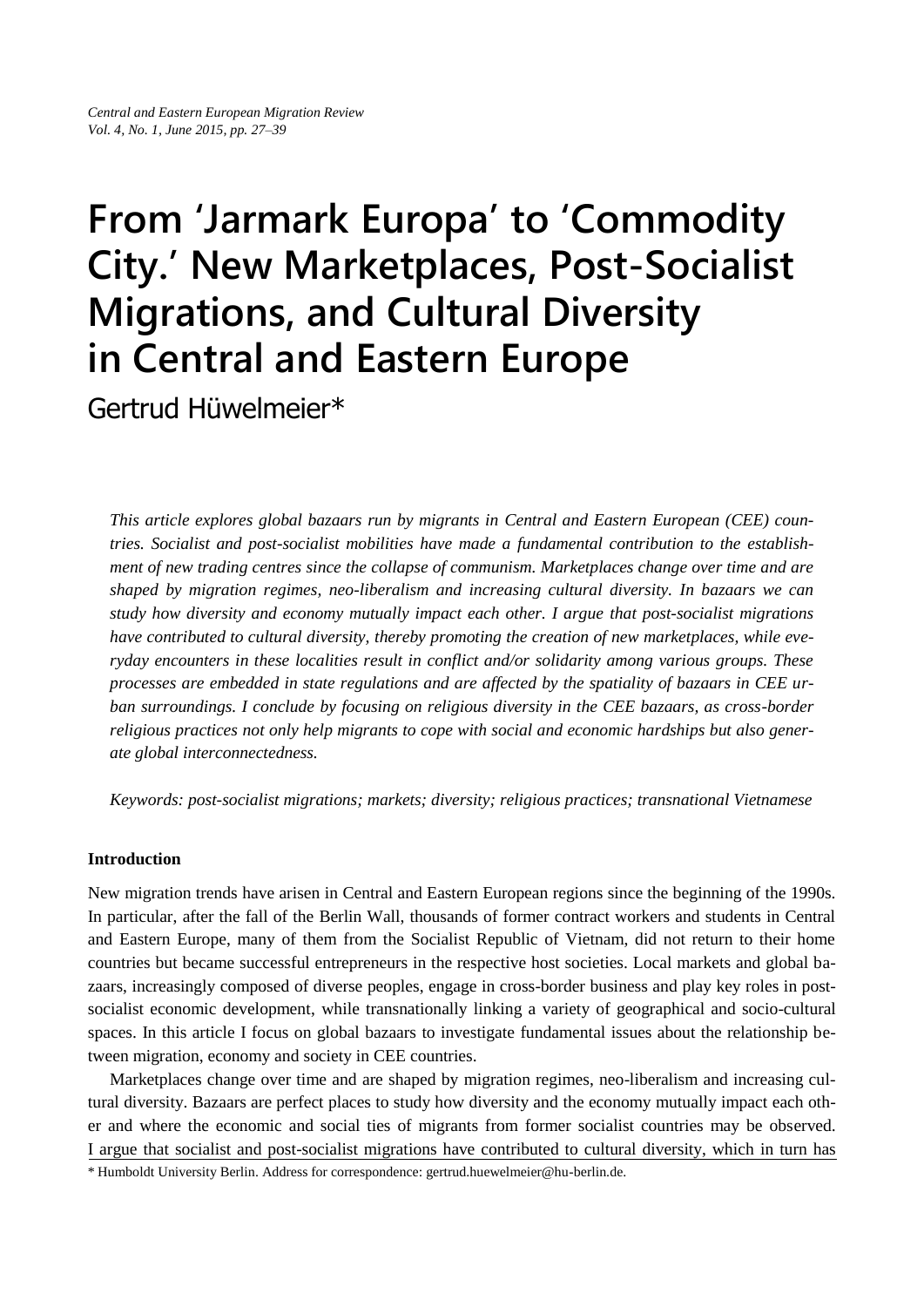# From 'Jarmark Europa' to 'Commodity City.' New Marketplaces, Post-Socialist Migrations, and Cultural Diversity in Central and Eastern Europe

Gertrud Hüwelmeier*

*This article explores global bazaars run by migrants in Central and Eastern European (CEE) countries. Socialist and post-socialist mobilities have made a fundamental contribution to the establishment of new trading centres since the collapse of communism. Marketplaces change over time and are shaped by migration regimes, neo-liberalism and increasing cultural diversity. In bazaars we can study how diversity and economy mutually impact each other. I argue that post-socialist migrations have contributed to cultural diversity, thereby promoting the creation of new marketplaces, while everyday encounters in these localities result in conflict and/or solidarity among various groups. These processes are embedded in state regulations and are affected by the spatiality of bazaars in CEE urban surroundings. I conclude by focusing on religious diversity in the CEE bazaars, as cross-border religious practices not only help migrants to cope with social and economic hardships but also generate global interconnectedness.*

*Keywords: post-socialist migrations; markets; diversity; religious practices; transnational Vietnamese*

## Introduction

New migration trends have arisen in Central and Eastern European regions since the beginning of the 1990s. In particular, after the fall of the Berlin Wall, thousands of former contract workers and students in Central and Eastern Europe, many of them from the Socialist Republic of Vietnam, did not return to their home countries but became successful entrepreneurs in the respective host societies. Local markets and global bazaars, increasingly composed of diverse peoples, engage in cross-border business and play key roles in post-socialist economic development, while transnationally linking a variety of geographical and socio-cultural spaces. In this article I focus on global bazaars to investigate fundamental issues about the relationship between migration, economy and society in CEE countries.

Marketplaces change over time and are shaped by migration regimes, neo-liberalism and increasing cultural diversity. Bazaars are perfect places to study how diversity and the economy mutually impact each other and where the economic and social ties of migrants from former socialist countries may be observed. I argue that socialist and post-socialist migrations have contributed to cultural diversity, which in turn has

\* Humboldt University Berlin. Address for correspondence: gertrud.huewelmeier@hu-berlin.de.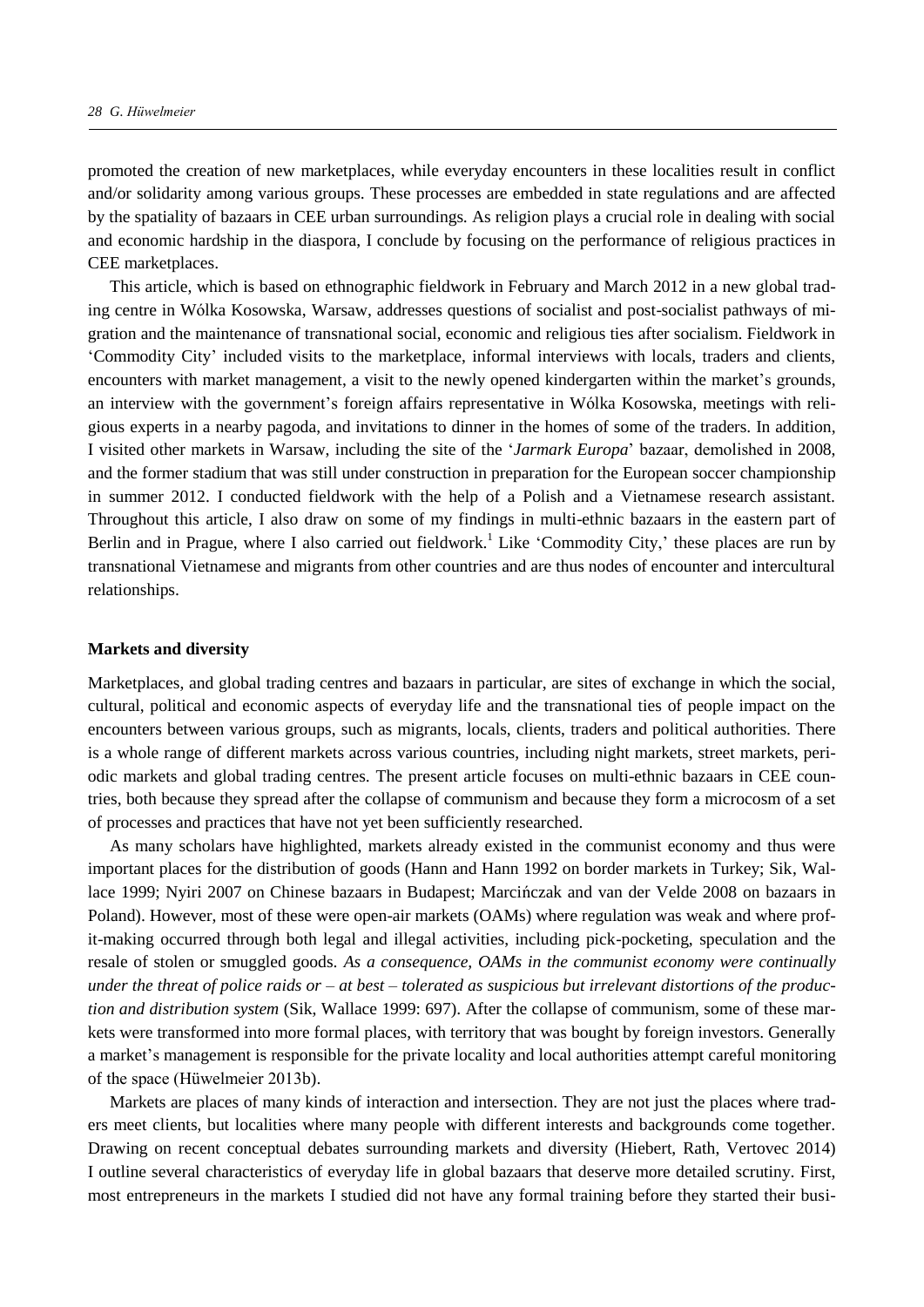promoted the creation of new marketplaces, while everyday encounters in these localities result in conflict and/or solidarity among various groups. These processes are embedded in state regulations and are affected by the spatiality of bazaars in CEE urban surroundings. As religion plays a crucial role in dealing with social and economic hardship in the diaspora, I conclude by focusing on the performance of religious practices in CEE marketplaces.

This article, which is based on ethnographic fieldwork in February and March 2012 in a new global trading centre in Wólka Kosowska, Warsaw, addresses questions of socialist and post-socialist pathways of migration and the maintenance of transnational social, economic and religious ties after socialism. Fieldwork in 'Commodity City' included visits to the marketplace, informal interviews with locals, traders and clients, encounters with market management, a visit to the newly opened kindergarten within the market's grounds, an interview with the government's foreign affairs representative in Wólka Kosowska, meetings with religious experts in a nearby pagoda, and invitations to dinner in the homes of some of the traders. In addition, I visited other markets in Warsaw, including the site of the '*Jarmark Europa*' bazaar, demolished in 2008, and the former stadium that was still under construction in preparation for the European soccer championship in summer 2012. I conducted fieldwork with the help of a Polish and a Vietnamese research assistant. Throughout this article, I also draw on some of my findings in multi-ethnic bazaars in the eastern part of Berlin and in Prague, where I also carried out fieldwork.[1] Like 'Commodity City,' these places are run by transnational Vietnamese and migrants from other countries and are thus nodes of encounter and intercultural relationships.

## Markets and diversity

Marketplaces, and global trading centres and bazaars in particular, are sites of exchange in which the social, cultural, political and economic aspects of everyday life and the transnational ties of people impact on the encounters between various groups, such as migrants, locals, clients, traders and political authorities. There is a whole range of different markets across various countries, including night markets, street markets, periodic markets and global trading centres. The present article focuses on multi-ethnic bazaars in CEE countries, both because they spread after the collapse of communism and because they form a microcosm of a set of processes and practices that have not yet been sufficiently researched.

As many scholars have highlighted, markets already existed in the communist economy and thus were important places for the distribution of goods (Hann and Hann 1992 on border markets in Turkey; Sik, Wallace 1999; Nyiri 2007 on Chinese bazaars in Budapest; Marcińczak and van der Velde 2008 on bazaars in Poland). However, most of these were open-air markets (OAMs) where regulation was weak and where profit-making occurred through both legal and illegal activities, including pick-pocketing, speculation and the resale of stolen or smuggled goods. *As a consequence, OAMs in the communist economy were continually under the threat of police raids or – at best – tolerated as suspicious but irrelevant distortions of the production and distribution system* (Sik, Wallace 1999: 697). After the collapse of communism, some of these markets were transformed into more formal places, with territory that was bought by foreign investors. Generally a market's management is responsible for the private locality and local authorities attempt careful monitoring of the space (Hüwelmeier 2013b).

Markets are places of many kinds of interaction and intersection. They are not just the places where traders meet clients, but localities where many people with different interests and backgrounds come together. Drawing on recent conceptual debates surrounding markets and diversity (Hiebert, Rath, Vertovec 2014) I outline several characteristics of everyday life in global bazaars that deserve more detailed scrutiny. First, most entrepreneurs in the markets I studied did not have any formal training before they started their busi-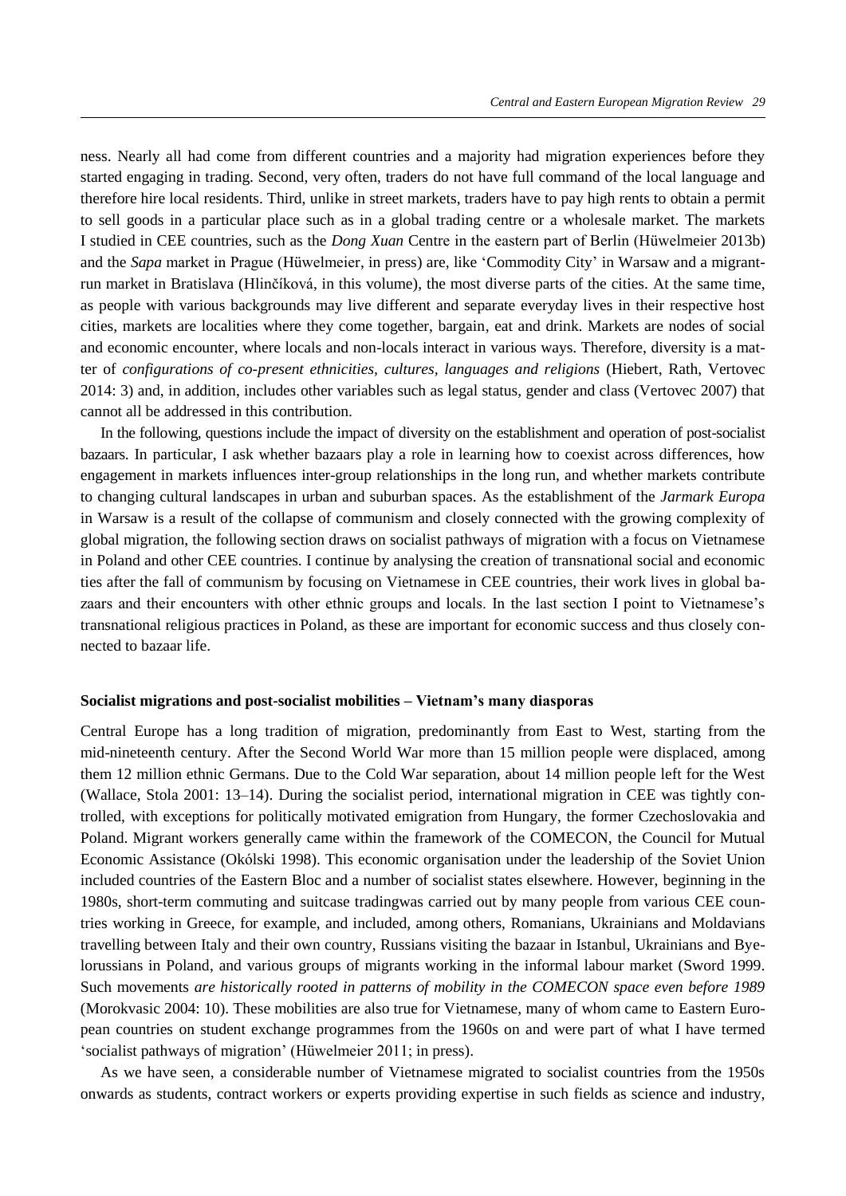ness. Nearly all had come from different countries and a majority had migration experiences before they started engaging in trading. Second, very often, traders do not have full command of the local language and therefore hire local residents. Third, unlike in street markets, traders have to pay high rents to obtain a permit to sell goods in a particular place such as in a global trading centre or a wholesale market. The markets I studied in CEE countries, such as the *Dong Xuan* Centre in the eastern part of Berlin (Hüwelmeier 2013b) and the *Sapa* market in Prague (Hüwelmeier, in press) are, like 'Commodity City' in Warsaw and a migrant-run market in Bratislava (Hlinčíková, in this volume), the most diverse parts of the cities. At the same time, as people with various backgrounds may live different and separate everyday lives in their respective host cities, markets are localities where they come together, bargain, eat and drink. Markets are nodes of social and economic encounter, where locals and non-locals interact in various ways. Therefore, diversity is a matter of *configurations of co-present ethnicities, cultures, languages and religions* (Hiebert, Rath, Vertovec 2014: 3) and, in addition, includes other variables such as legal status, gender and class (Vertovec 2007) that cannot all be addressed in this contribution.

In the following, questions include the impact of diversity on the establishment and operation of post-socialist bazaars. In particular, I ask whether bazaars play a role in learning how to coexist across differences, how engagement in markets influences inter-group relationships in the long run, and whether markets contribute to changing cultural landscapes in urban and suburban spaces. As the establishment of the *Jarmark Europa* in Warsaw is a result of the collapse of communism and closely connected with the growing complexity of global migration, the following section draws on socialist pathways of migration with a focus on Vietnamese in Poland and other CEE countries. I continue by analysing the creation of transnational social and economic ties after the fall of communism by focusing on Vietnamese in CEE countries, their work lives in global bazaars and their encounters with other ethnic groups and locals. In the last section I point to Vietnamese's transnational religious practices in Poland, as these are important for economic success and thus closely connected to bazaar life.

## Socialist migrations and post-socialist mobilities – Vietnam's many diasporas

Central Europe has a long tradition of migration, predominantly from East to West, starting from the mid-nineteenth century. After the Second World War more than 15 million people were displaced, among them 12 million ethnic Germans. Due to the Cold War separation, about 14 million people left for the West (Wallace, Stola 2001: 13–14). During the socialist period, international migration in CEE was tightly controlled, with exceptions for politically motivated emigration from Hungary, the former Czechoslovakia and Poland. Migrant workers generally came within the framework of the COMECON, the Council for Mutual Economic Assistance (Okólski 1998). This economic organisation under the leadership of the Soviet Union included countries of the Eastern Bloc and a number of socialist states elsewhere. However, beginning in the 1980s, short-term commuting and suitcase tradingwas carried out by many people from various CEE countries working in Greece, for example, and included, among others, Romanians, Ukrainians and Moldavians travelling between Italy and their own country, Russians visiting the bazaar in Istanbul, Ukrainians and Byelorussians in Poland, and various groups of migrants working in the informal labour market (Sword 1999. Such movements *are historically rooted in patterns of mobility in the COMECON space even before 1989* (Morokvasic 2004: 10). These mobilities are also true for Vietnamese, many of whom came to Eastern European countries on student exchange programmes from the 1960s on and were part of what I have termed 'socialist pathways of migration' (Hüwelmeier 2011; in press).

As we have seen, a considerable number of Vietnamese migrated to socialist countries from the 1950s onwards as students, contract workers or experts providing expertise in such fields as science and industry,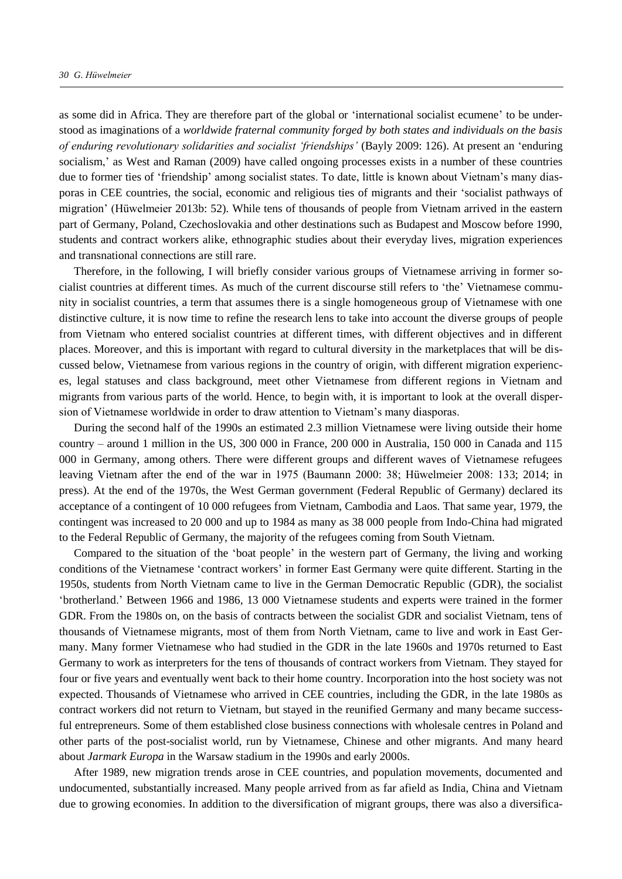as some did in Africa. They are therefore part of the global or 'international socialist ecumene' to be understood as imaginations of a *worldwide fraternal community forged by both states and individuals on the basis of enduring revolutionary solidarities and socialist 'friendships'* (Bayly 2009: 126). At present an 'enduring socialism,' as West and Raman (2009) have called ongoing processes exists in a number of these countries due to former ties of 'friendship' among socialist states. To date, little is known about Vietnam's many diasporas in CEE countries, the social, economic and religious ties of migrants and their 'socialist pathways of migration' (Hüwelmeier 2013b: 52). While tens of thousands of people from Vietnam arrived in the eastern part of Germany, Poland, Czechoslovakia and other destinations such as Budapest and Moscow before 1990, students and contract workers alike, ethnographic studies about their everyday lives, migration experiences and transnational connections are still rare.

Therefore, in the following, I will briefly consider various groups of Vietnamese arriving in former socialist countries at different times. As much of the current discourse still refers to 'the' Vietnamese community in socialist countries, a term that assumes there is a single homogeneous group of Vietnamese with one distinctive culture, it is now time to refine the research lens to take into account the diverse groups of people from Vietnam who entered socialist countries at different times, with different objectives and in different places. Moreover, and this is important with regard to cultural diversity in the marketplaces that will be discussed below, Vietnamese from various regions in the country of origin, with different migration experiences, legal statuses and class background, meet other Vietnamese from different regions in Vietnam and migrants from various parts of the world. Hence, to begin with, it is important to look at the overall dispersion of Vietnamese worldwide in order to draw attention to Vietnam's many diasporas.

During the second half of the 1990s an estimated 2.3 million Vietnamese were living outside their home country – around 1 million in the US, 300 000 in France, 200 000 in Australia, 150 000 in Canada and 115 000 in Germany, among others. There were different groups and different waves of Vietnamese refugees leaving Vietnam after the end of the war in 1975 (Baumann 2000: 38; Hüwelmeier 2008: 133; 2014; in press). At the end of the 1970s, the West German government (Federal Republic of Germany) declared its acceptance of a contingent of 10 000 refugees from Vietnam, Cambodia and Laos. That same year, 1979, the contingent was increased to 20 000 and up to 1984 as many as 38 000 people from Indo-China had migrated to the Federal Republic of Germany, the majority of the refugees coming from South Vietnam.

Compared to the situation of the 'boat people' in the western part of Germany, the living and working conditions of the Vietnamese 'contract workers' in former East Germany were quite different. Starting in the 1950s, students from North Vietnam came to live in the German Democratic Republic (GDR), the socialist 'brotherland.' Between 1966 and 1986, 13 000 Vietnamese students and experts were trained in the former GDR. From the 1980s on, on the basis of contracts between the socialist GDR and socialist Vietnam, tens of thousands of Vietnamese migrants, most of them from North Vietnam, came to live and work in East Germany. Many former Vietnamese who had studied in the GDR in the late 1960s and 1970s returned to East Germany to work as interpreters for the tens of thousands of contract workers from Vietnam. They stayed for four or five years and eventually went back to their home country. Incorporation into the host society was not expected. Thousands of Vietnamese who arrived in CEE countries, including the GDR, in the late 1980s as contract workers did not return to Vietnam, but stayed in the reunified Germany and many became successful entrepreneurs. Some of them established close business connections with wholesale centres in Poland and other parts of the post-socialist world, run by Vietnamese, Chinese and other migrants. And many heard about *Jarmark Europa* in the Warsaw stadium in the 1990s and early 2000s.

After 1989, new migration trends arose in CEE countries, and population movements, documented and undocumented, substantially increased. Many people arrived from as far afield as India, China and Vietnam due to growing economies. In addition to the diversification of migrant groups, there was also a diversifica-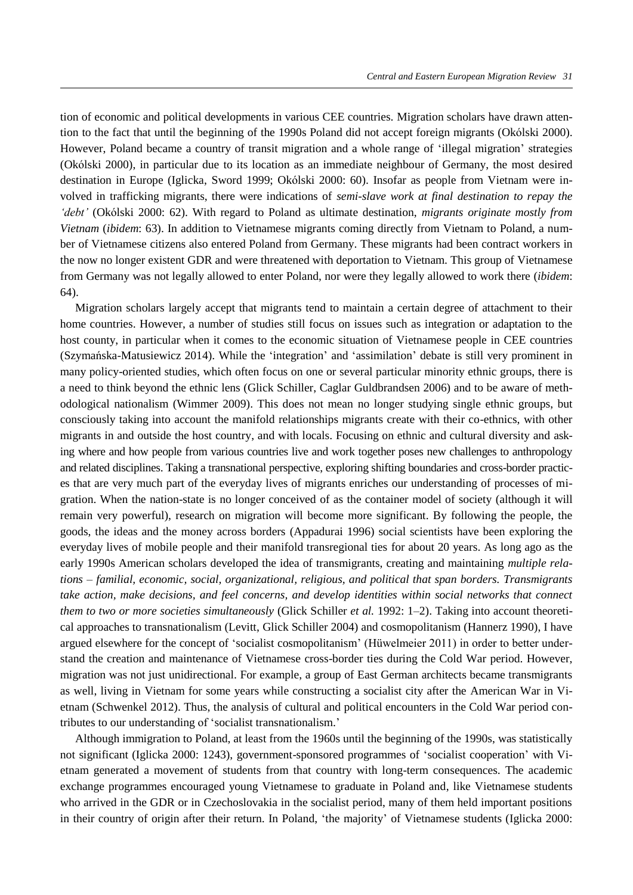tion of economic and political developments in various CEE countries. Migration scholars have drawn attention to the fact that until the beginning of the 1990s Poland did not accept foreign migrants (Okólski 2000). However, Poland became a country of transit migration and a whole range of 'illegal migration' strategies (Okólski 2000), in particular due to its location as an immediate neighbour of Germany, the most desired destination in Europe (Iglicka, Sword 1999; Okólski 2000: 60). Insofar as people from Vietnam were involved in trafficking migrants, there were indications of *semi-slave work at final destination to repay the 'debt'* (Okólski 2000: 62). With regard to Poland as ultimate destination, *migrants originate mostly from Vietnam* (*ibidem*: 63). In addition to Vietnamese migrants coming directly from Vietnam to Poland, a number of Vietnamese citizens also entered Poland from Germany. These migrants had been contract workers in the now no longer existent GDR and were threatened with deportation to Vietnam. This group of Vietnamese from Germany was not legally allowed to enter Poland, nor were they legally allowed to work there (*ibidem*: 64).

Migration scholars largely accept that migrants tend to maintain a certain degree of attachment to their home countries. However, a number of studies still focus on issues such as integration or adaptation to the host county, in particular when it comes to the economic situation of Vietnamese people in CEE countries (Szymańska-Matusiewicz 2014). While the 'integration' and 'assimilation' debate is still very prominent in many policy-oriented studies, which often focus on one or several particular minority ethnic groups, there is a need to think beyond the ethnic lens (Glick Schiller, Caglar Guldbrandsen 2006) and to be aware of methodological nationalism (Wimmer 2009). This does not mean no longer studying single ethnic groups, but consciously taking into account the manifold relationships migrants create with their co-ethnics, with other migrants in and outside the host country, and with locals. Focusing on ethnic and cultural diversity and asking where and how people from various countries live and work together poses new challenges to anthropology and related disciplines. Taking a transnational perspective, exploring shifting boundaries and cross-border practices that are very much part of the everyday lives of migrants enriches our understanding of processes of migration. When the nation-state is no longer conceived of as the container model of society (although it will remain very powerful), research on migration will become more significant. By following the people, the goods, the ideas and the money across borders (Appadurai 1996) social scientists have been exploring the everyday lives of mobile people and their manifold transregional ties for about 20 years. As long ago as the early 1990s American scholars developed the idea of transmigrants, creating and maintaining *multiple relations – familial, economic, social, organizational, religious, and political that span borders. Transmigrants take action, make decisions, and feel concerns, and develop identities within social networks that connect them to two or more societies simultaneously* (Glick Schiller *et al.* 1992: 1–2). Taking into account theoretical approaches to transnationalism (Levitt, Glick Schiller 2004) and cosmopolitanism (Hannerz 1990), I have argued elsewhere for the concept of 'socialist cosmopolitanism' (Hüwelmeier 2011) in order to better understand the creation and maintenance of Vietnamese cross-border ties during the Cold War period. However, migration was not just unidirectional. For example, a group of East German architects became transmigrants as well, living in Vietnam for some years while constructing a socialist city after the American War in Vietnam (Schwenkel 2012). Thus, the analysis of cultural and political encounters in the Cold War period contributes to our understanding of 'socialist transnationalism.'

Although immigration to Poland, at least from the 1960s until the beginning of the 1990s, was statistically not significant (Iglicka 2000: 1243), government-sponsored programmes of 'socialist cooperation' with Vietnam generated a movement of students from that country with long-term consequences. The academic exchange programmes encouraged young Vietnamese to graduate in Poland and, like Vietnamese students who arrived in the GDR or in Czechoslovakia in the socialist period, many of them held important positions in their country of origin after their return. In Poland, 'the majority' of Vietnamese students (Iglicka 2000: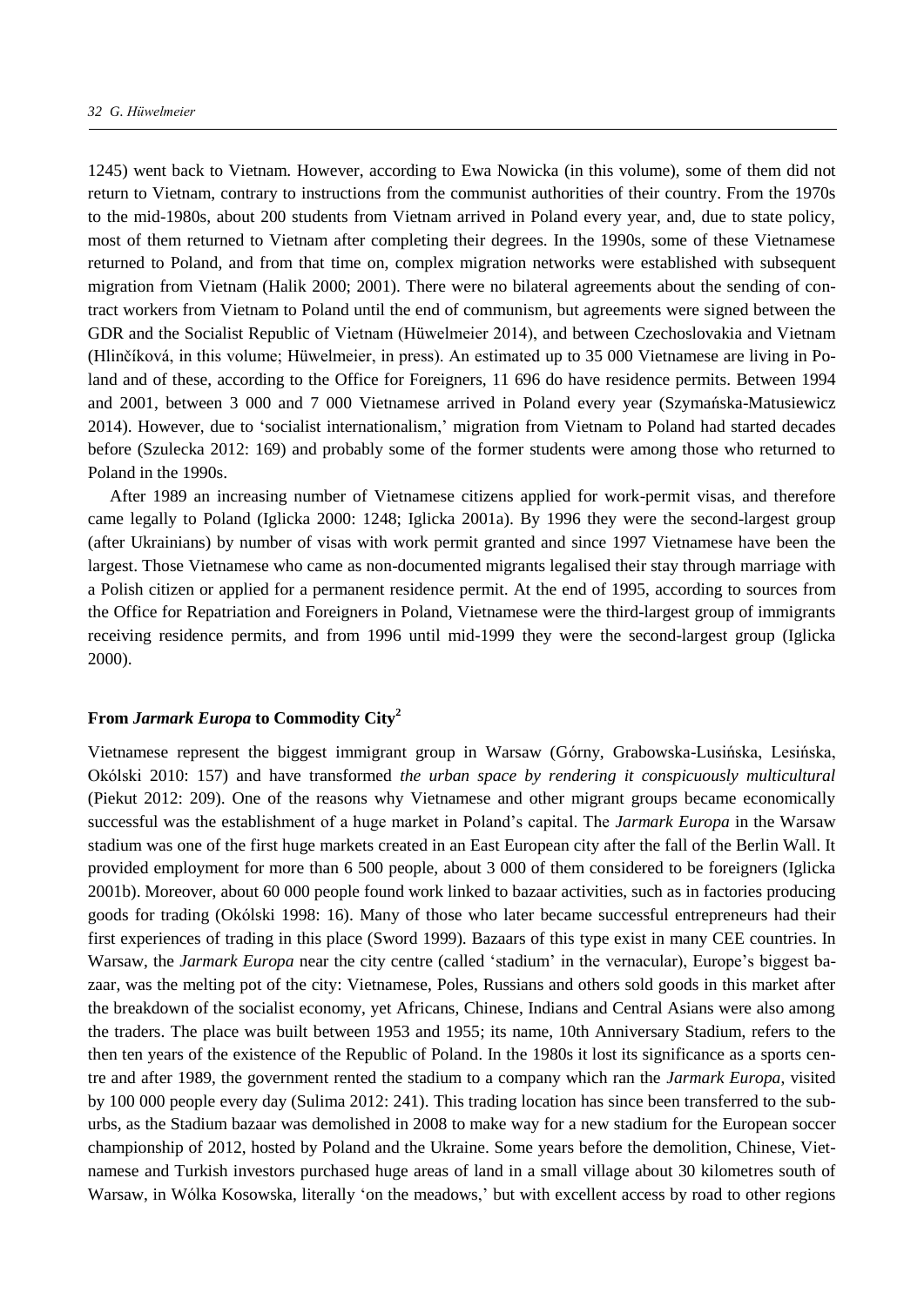1245) went back to Vietnam. However, according to Ewa Nowicka (in this volume), some of them did not return to Vietnam, contrary to instructions from the communist authorities of their country. From the 1970s to the mid-1980s, about 200 students from Vietnam arrived in Poland every year, and, due to state policy, most of them returned to Vietnam after completing their degrees. In the 1990s, some of these Vietnamese returned to Poland, and from that time on, complex migration networks were established with subsequent migration from Vietnam (Halik 2000; 2001). There were no bilateral agreements about the sending of contract workers from Vietnam to Poland until the end of communism, but agreements were signed between the GDR and the Socialist Republic of Vietnam (Hüwelmeier 2014), and between Czechoslovakia and Vietnam (Hlinčíková, in this volume; Hüwelmeier, in press). An estimated up to 35 000 Vietnamese are living in Poland and of these, according to the Office for Foreigners, 11 696 do have residence permits. Between 1994 and 2001, between 3 000 and 7 000 Vietnamese arrived in Poland every year (Szymańska-Matusiewicz 2014). However, due to 'socialist internationalism,' migration from Vietnam to Poland had started decades before (Szulecka 2012: 169) and probably some of the former students were among those who returned to Poland in the 1990s.

After 1989 an increasing number of Vietnamese citizens applied for work-permit visas, and therefore came legally to Poland (Iglicka 2000: 1248; Iglicka 2001a). By 1996 they were the second-largest group (after Ukrainians) by number of visas with work permit granted and since 1997 Vietnamese have been the largest. Those Vietnamese who came as non-documented migrants legalised their stay through marriage with a Polish citizen or applied for a permanent residence permit. At the end of 1995, according to sources from the Office for Repatriation and Foreigners in Poland, Vietnamese were the third-largest group of immigrants receiving residence permits, and from 1996 until mid-1999 they were the second-largest group (Iglicka 2000).

## From *Jarmark Europa* to Commodity City[2]

Vietnamese represent the biggest immigrant group in Warsaw (Górny, Grabowska-Lusińska, Lesińska, Okólski 2010: 157) and have transformed *the urban space by rendering it conspicuously multicultural* (Piekut 2012: 209). One of the reasons why Vietnamese and other migrant groups became economically successful was the establishment of a huge market in Poland's capital. The *Jarmark Europa* in the Warsaw stadium was one of the first huge markets created in an East European city after the fall of the Berlin Wall. It provided employment for more than 6 500 people, about 3 000 of them considered to be foreigners (Iglicka 2001b). Moreover, about 60 000 people found work linked to bazaar activities, such as in factories producing goods for trading (Okólski 1998: 16). Many of those who later became successful entrepreneurs had their first experiences of trading in this place (Sword 1999). Bazaars of this type exist in many CEE countries. In Warsaw, the *Jarmark Europa* near the city centre (called 'stadium' in the vernacular), Europe's biggest bazaar, was the melting pot of the city: Vietnamese, Poles, Russians and others sold goods in this market after the breakdown of the socialist economy, yet Africans, Chinese, Indians and Central Asians were also among the traders. The place was built between 1953 and 1955; its name, 10th Anniversary Stadium, refers to the then ten years of the existence of the Republic of Poland. In the 1980s it lost its significance as a sports centre and after 1989, the government rented the stadium to a company which ran the *Jarmark Europa*, visited by 100 000 people every day (Sulima 2012: 241). This trading location has since been transferred to the suburbs, as the Stadium bazaar was demolished in 2008 to make way for a new stadium for the European soccer championship of 2012, hosted by Poland and the Ukraine. Some years before the demolition, Chinese, Vietnamese and Turkish investors purchased huge areas of land in a small village about 30 kilometres south of Warsaw, in Wólka Kosowska, literally 'on the meadows,' but with excellent access by road to other regions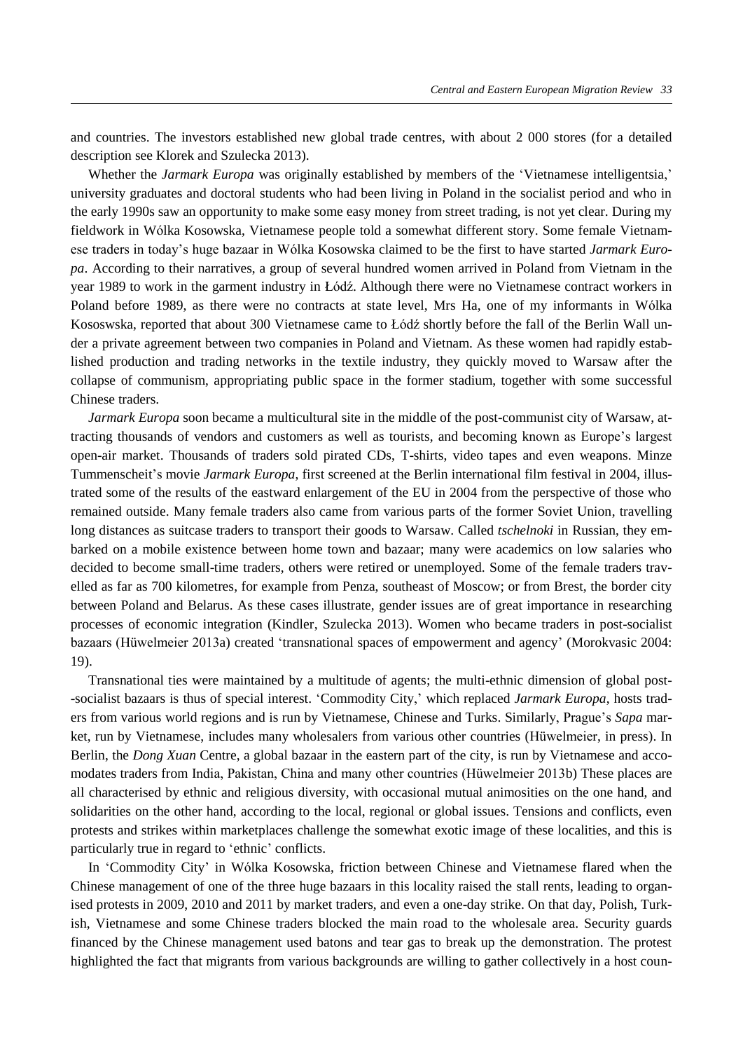and countries. The investors established new global trade centres, with about 2 000 stores (for a detailed description see Klorek and Szulecka 2013).

Whether the *Jarmark Europa* was originally established by members of the 'Vietnamese intelligentsia,' university graduates and doctoral students who had been living in Poland in the socialist period and who in the early 1990s saw an opportunity to make some easy money from street trading, is not yet clear. During my fieldwork in Wólka Kosowska, Vietnamese people told a somewhat different story. Some female Vietnamese traders in today's huge bazaar in Wólka Kosowska claimed to be the first to have started *Jarmark Europa*. According to their narratives, a group of several hundred women arrived in Poland from Vietnam in the year 1989 to work in the garment industry in Łódź. Although there were no Vietnamese contract workers in Poland before 1989, as there were no contracts at state level, Mrs Ha, one of my informants in Wólka Kososwska, reported that about 300 Vietnamese came to Łódź shortly before the fall of the Berlin Wall under a private agreement between two companies in Poland and Vietnam. As these women had rapidly established production and trading networks in the textile industry, they quickly moved to Warsaw after the collapse of communism, appropriating public space in the former stadium, together with some successful Chinese traders.

*Jarmark Europa* soon became a multicultural site in the middle of the post-communist city of Warsaw, attracting thousands of vendors and customers as well as tourists, and becoming known as Europe's largest open-air market. Thousands of traders sold pirated CDs, T-shirts, video tapes and even weapons. Minze Tummenscheit's movie *Jarmark Europa*, first screened at the Berlin international film festival in 2004, illustrated some of the results of the eastward enlargement of the EU in 2004 from the perspective of those who remained outside. Many female traders also came from various parts of the former Soviet Union, travelling long distances as suitcase traders to transport their goods to Warsaw. Called *tschelnoki* in Russian, they embarked on a mobile existence between home town and bazaar; many were academics on low salaries who decided to become small-time traders, others were retired or unemployed. Some of the female traders travelled as far as 700 kilometres, for example from Penza, southeast of Moscow; or from Brest, the border city between Poland and Belarus. As these cases illustrate, gender issues are of great importance in researching processes of economic integration (Kindler, Szulecka 2013). Women who became traders in post-socialist bazaars (Hüwelmeier 2013a) created 'transnational spaces of empowerment and agency' (Morokvasic 2004: 19).

Transnational ties were maintained by a multitude of agents; the multi-ethnic dimension of global post--socialist bazaars is thus of special interest. 'Commodity City,' which replaced *Jarmark Europa*, hosts traders from various world regions and is run by Vietnamese, Chinese and Turks. Similarly, Prague's *Sapa* market, run by Vietnamese, includes many wholesalers from various other countries (Hüwelmeier, in press). In Berlin, the *Dong Xuan* Centre, a global bazaar in the eastern part of the city, is run by Vietnamese and accomodates traders from India, Pakistan, China and many other countries (Hüwelmeier 2013b) These places are all characterised by ethnic and religious diversity, with occasional mutual animosities on the one hand, and solidarities on the other hand, according to the local, regional or global issues. Tensions and conflicts, even protests and strikes within marketplaces challenge the somewhat exotic image of these localities, and this is particularly true in regard to 'ethnic' conflicts.

In 'Commodity City' in Wólka Kosowska, friction between Chinese and Vietnamese flared when the Chinese management of one of the three huge bazaars in this locality raised the stall rents, leading to organised protests in 2009, 2010 and 2011 by market traders, and even a one-day strike. On that day, Polish, Turkish, Vietnamese and some Chinese traders blocked the main road to the wholesale area. Security guards financed by the Chinese management used batons and tear gas to break up the demonstration. The protest highlighted the fact that migrants from various backgrounds are willing to gather collectively in a host coun-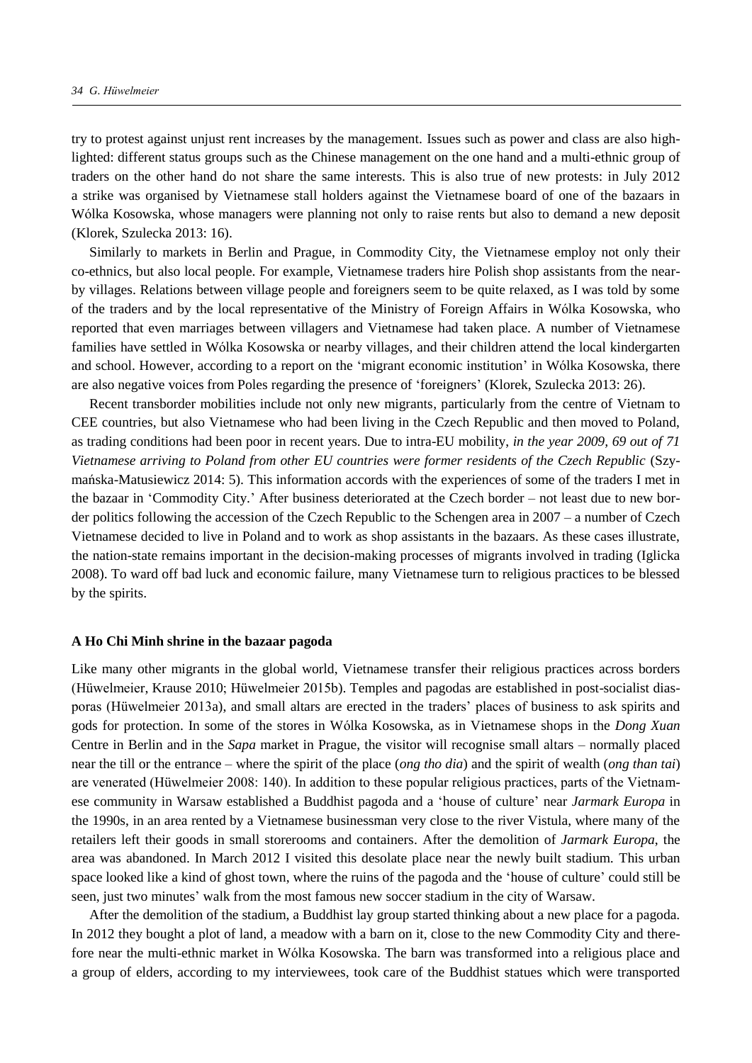try to protest against unjust rent increases by the management. Issues such as power and class are also highlighted: different status groups such as the Chinese management on the one hand and a multi-ethnic group of traders on the other hand do not share the same interests. This is also true of new protests: in July 2012 a strike was organised by Vietnamese stall holders against the Vietnamese board of one of the bazaars in Wólka Kosowska, whose managers were planning not only to raise rents but also to demand a new deposit (Klorek, Szulecka 2013: 16).

Similarly to markets in Berlin and Prague, in Commodity City, the Vietnamese employ not only their co-ethnics, but also local people. For example, Vietnamese traders hire Polish shop assistants from the nearby villages. Relations between village people and foreigners seem to be quite relaxed, as I was told by some of the traders and by the local representative of the Ministry of Foreign Affairs in Wólka Kosowska, who reported that even marriages between villagers and Vietnamese had taken place. A number of Vietnamese families have settled in Wólka Kosowska or nearby villages, and their children attend the local kindergarten and school. However, according to a report on the 'migrant economic institution' in Wólka Kosowska, there are also negative voices from Poles regarding the presence of 'foreigners' (Klorek, Szulecka 2013: 26).

Recent transborder mobilities include not only new migrants, particularly from the centre of Vietnam to CEE countries, but also Vietnamese who had been living in the Czech Republic and then moved to Poland, as trading conditions had been poor in recent years. Due to intra-EU mobility, *in the year 2009, 69 out of 71 Vietnamese arriving to Poland from other EU countries were former residents of the Czech Republic* (Szymańska-Matusiewicz 2014: 5). This information accords with the experiences of some of the traders I met in the bazaar in 'Commodity City.' After business deteriorated at the Czech border – not least due to new border politics following the accession of the Czech Republic to the Schengen area in 2007 – a number of Czech Vietnamese decided to live in Poland and to work as shop assistants in the bazaars. As these cases illustrate, the nation-state remains important in the decision-making processes of migrants involved in trading (Iglicka 2008). To ward off bad luck and economic failure, many Vietnamese turn to religious practices to be blessed by the spirits.

### A Ho Chi Minh shrine in the bazaar pagoda

Like many other migrants in the global world, Vietnamese transfer their religious practices across borders (Hüwelmeier, Krause 2010; Hüwelmeier 2015b). Temples and pagodas are established in post-socialist diasporas (Hüwelmeier 2013a), and small altars are erected in the traders' places of business to ask spirits and gods for protection. In some of the stores in Wólka Kosowska, as in Vietnamese shops in the *Dong Xuan* Centre in Berlin and in the *Sapa* market in Prague, the visitor will recognise small altars – normally placed near the till or the entrance – where the spirit of the place (*ong tho dia*) and the spirit of wealth (*ong than tai*) are venerated (Hüwelmeier 2008: 140). In addition to these popular religious practices, parts of the Vietnamese community in Warsaw established a Buddhist pagoda and a 'house of culture' near *Jarmark Europa* in the 1990s, in an area rented by a Vietnamese businessman very close to the river Vistula, where many of the retailers left their goods in small storerooms and containers. After the demolition of *Jarmark Europa*, the area was abandoned. In March 2012 I visited this desolate place near the newly built stadium. This urban space looked like a kind of ghost town, where the ruins of the pagoda and the 'house of culture' could still be seen, just two minutes' walk from the most famous new soccer stadium in the city of Warsaw.

After the demolition of the stadium, a Buddhist lay group started thinking about a new place for a pagoda. In 2012 they bought a plot of land, a meadow with a barn on it, close to the new Commodity City and therefore near the multi-ethnic market in Wólka Kosowska. The barn was transformed into a religious place and a group of elders, according to my interviewees, took care of the Buddhist statues which were transported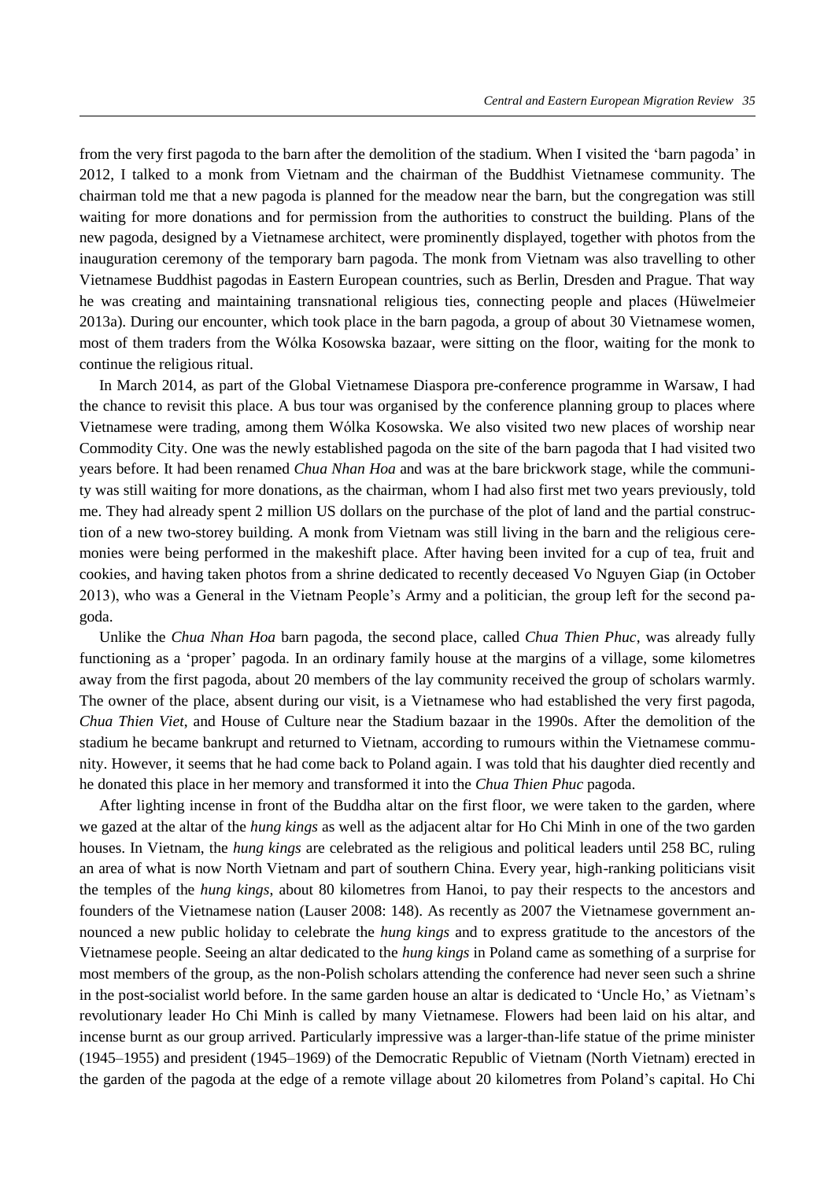from the very first pagoda to the barn after the demolition of the stadium. When I visited the 'barn pagoda' in 2012, I talked to a monk from Vietnam and the chairman of the Buddhist Vietnamese community. The chairman told me that a new pagoda is planned for the meadow near the barn, but the congregation was still waiting for more donations and for permission from the authorities to construct the building. Plans of the new pagoda, designed by a Vietnamese architect, were prominently displayed, together with photos from the inauguration ceremony of the temporary barn pagoda. The monk from Vietnam was also travelling to other Vietnamese Buddhist pagodas in Eastern European countries, such as Berlin, Dresden and Prague. That way he was creating and maintaining transnational religious ties, connecting people and places (Hüwelmeier 2013a). During our encounter, which took place in the barn pagoda, a group of about 30 Vietnamese women, most of them traders from the Wólka Kosowska bazaar, were sitting on the floor, waiting for the monk to continue the religious ritual.

In March 2014, as part of the Global Vietnamese Diaspora pre-conference programme in Warsaw, I had the chance to revisit this place. A bus tour was organised by the conference planning group to places where Vietnamese were trading, among them Wólka Kosowska. We also visited two new places of worship near Commodity City. One was the newly established pagoda on the site of the barn pagoda that I had visited two years before. It had been renamed *Chua Nhan Hoa* and was at the bare brickwork stage, while the community was still waiting for more donations, as the chairman, whom I had also first met two years previously, told me. They had already spent 2 million US dollars on the purchase of the plot of land and the partial construction of a new two-storey building. A monk from Vietnam was still living in the barn and the religious ceremonies were being performed in the makeshift place. After having been invited for a cup of tea, fruit and cookies, and having taken photos from a shrine dedicated to recently deceased Vo Nguyen Giap (in October 2013), who was a General in the Vietnam People's Army and a politician, the group left for the second pagoda.

Unlike the *Chua Nhan Hoa* barn pagoda, the second place, called *Chua Thien Phuc*, was already fully functioning as a 'proper' pagoda. In an ordinary family house at the margins of a village, some kilometres away from the first pagoda, about 20 members of the lay community received the group of scholars warmly. The owner of the place, absent during our visit, is a Vietnamese who had established the very first pagoda, *Chua Thien Viet*, and House of Culture near the Stadium bazaar in the 1990s. After the demolition of the stadium he became bankrupt and returned to Vietnam, according to rumours within the Vietnamese community. However, it seems that he had come back to Poland again. I was told that his daughter died recently and he donated this place in her memory and transformed it into the *Chua Thien Phuc* pagoda.

After lighting incense in front of the Buddha altar on the first floor, we were taken to the garden, where we gazed at the altar of the *hung kings* as well as the adjacent altar for Ho Chi Minh in one of the two garden houses. In Vietnam, the *hung kings* are celebrated as the religious and political leaders until 258 BC, ruling an area of what is now North Vietnam and part of southern China. Every year, high-ranking politicians visit the temples of the *hung kings*, about 80 kilometres from Hanoi, to pay their respects to the ancestors and founders of the Vietnamese nation (Lauser 2008: 148). As recently as 2007 the Vietnamese government announced a new public holiday to celebrate the *hung kings* and to express gratitude to the ancestors of the Vietnamese people. Seeing an altar dedicated to the *hung kings* in Poland came as something of a surprise for most members of the group, as the non-Polish scholars attending the conference had never seen such a shrine in the post-socialist world before. In the same garden house an altar is dedicated to 'Uncle Ho,' as Vietnam's revolutionary leader Ho Chi Minh is called by many Vietnamese. Flowers had been laid on his altar, and incense burnt as our group arrived. Particularly impressive was a larger-than-life statue of the prime minister (1945–1955) and president (1945–1969) of the Democratic Republic of Vietnam (North Vietnam) erected in the garden of the pagoda at the edge of a remote village about 20 kilometres from Poland's capital. Ho Chi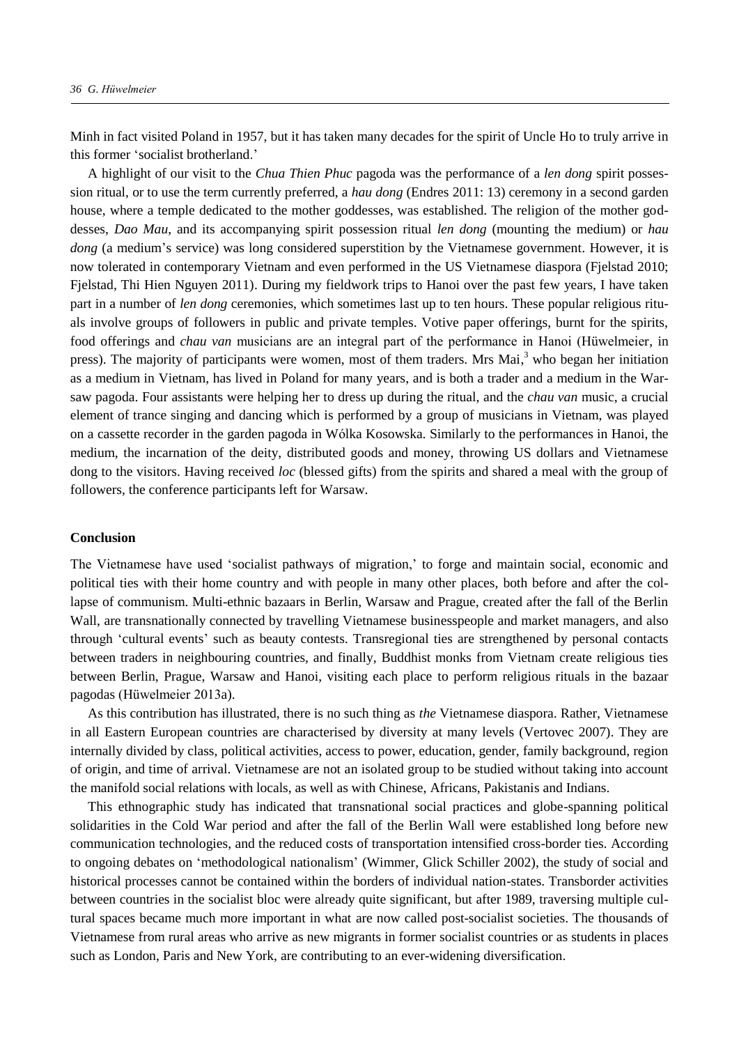Minh in fact visited Poland in 1957, but it has taken many decades for the spirit of Uncle Ho to truly arrive in this former 'socialist brotherland.'

A highlight of our visit to the *Chua Thien Phuc* pagoda was the performance of a *len dong* spirit possession ritual, or to use the term currently preferred, a *hau dong* (Endres 2011: 13) ceremony in a second garden house, where a temple dedicated to the mother goddesses, was established. The religion of the mother goddesses, *Dao Mau*, and its accompanying spirit possession ritual *len dong* (mounting the medium) or *hau dong* (a medium's service) was long considered superstition by the Vietnamese government. However, it is now tolerated in contemporary Vietnam and even performed in the US Vietnamese diaspora (Fjelstad 2010; Fjelstad, Thi Hien Nguyen 2011). During my fieldwork trips to Hanoi over the past few years, I have taken part in a number of *len dong* ceremonies, which sometimes last up to ten hours. These popular religious rituals involve groups of followers in public and private temples. Votive paper offerings, burnt for the spirits, food offerings and *chau van* musicians are an integral part of the performance in Hanoi (Hüwelmeier, in press). The majority of participants were women, most of them traders. Mrs Mai,[3] who began her initiation as a medium in Vietnam, has lived in Poland for many years, and is both a trader and a medium in the Warsaw pagoda. Four assistants were helping her to dress up during the ritual, and the *chau van* music, a crucial element of trance singing and dancing which is performed by a group of musicians in Vietnam, was played on a cassette recorder in the garden pagoda in Wólka Kosowska. Similarly to the performances in Hanoi, the medium, the incarnation of the deity, distributed goods and money, throwing US dollars and Vietnamese dong to the visitors. Having received *loc* (blessed gifts) from the spirits and shared a meal with the group of followers, the conference participants left for Warsaw.

## Conclusion

The Vietnamese have used 'socialist pathways of migration,' to forge and maintain social, economic and political ties with their home country and with people in many other places, both before and after the collapse of communism. Multi-ethnic bazaars in Berlin, Warsaw and Prague, created after the fall of the Berlin Wall, are transnationally connected by travelling Vietnamese businesspeople and market managers, and also through 'cultural events' such as beauty contests. Transregional ties are strengthened by personal contacts between traders in neighbouring countries, and finally, Buddhist monks from Vietnam create religious ties between Berlin, Prague, Warsaw and Hanoi, visiting each place to perform religious rituals in the bazaar pagodas (Hüwelmeier 2013a).

As this contribution has illustrated, there is no such thing as *the* Vietnamese diaspora. Rather, Vietnamese in all Eastern European countries are characterised by diversity at many levels (Vertovec 2007). They are internally divided by class, political activities, access to power, education, gender, family background, region of origin, and time of arrival. Vietnamese are not an isolated group to be studied without taking into account the manifold social relations with locals, as well as with Chinese, Africans, Pakistanis and Indians.

This ethnographic study has indicated that transnational social practices and globe-spanning political solidarities in the Cold War period and after the fall of the Berlin Wall were established long before new communication technologies, and the reduced costs of transportation intensified cross-border ties. According to ongoing debates on 'methodological nationalism' (Wimmer, Glick Schiller 2002), the study of social and historical processes cannot be contained within the borders of individual nation-states. Transborder activities between countries in the socialist bloc were already quite significant, but after 1989, traversing multiple cultural spaces became much more important in what are now called post-socialist societies. The thousands of Vietnamese from rural areas who arrive as new migrants in former socialist countries or as students in places such as London, Paris and New York, are contributing to an ever-widening diversification.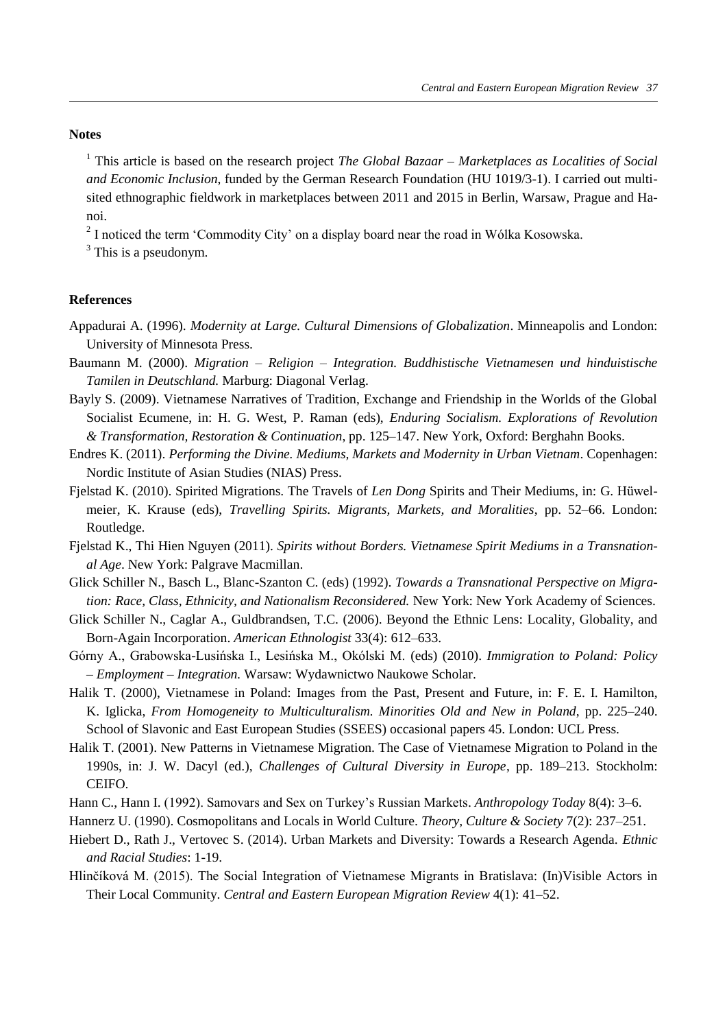## Notes

[1] This article is based on the research project *The Global Bazaar – Marketplaces as Localities of Social and Economic Inclusion*, funded by the German Research Foundation (HU 1019/3-1). I carried out multi-sited ethnographic fieldwork in marketplaces between 2011 and 2015 in Berlin, Warsaw, Prague and Hanoi.

[2] I noticed the term 'Commodity City' on a display board near the road in Wólka Kosowska.

[3] This is a pseudonym.

## References

Appadurai A. (1996). *Modernity at Large. Cultural Dimensions of Globalization*. Minneapolis and London: University of Minnesota Press.

Baumann M. (2000). *Migration – Religion – Integration. Buddhistische Vietnamesen und hinduistische Tamilen in Deutschland.* Marburg: Diagonal Verlag.

Bayly S. (2009). Vietnamese Narratives of Tradition, Exchange and Friendship in the Worlds of the Global Socialist Ecumene, in: H. G. West, P. Raman (eds), *Enduring Socialism. Explorations of Revolution & Transformation, Restoration & Continuation*, pp. 125–147. New York, Oxford: Berghahn Books.

Endres K. (2011). *Performing the Divine. Mediums, Markets and Modernity in Urban Vietnam*. Copenhagen: Nordic Institute of Asian Studies (NIAS) Press.

Fjelstad K. (2010). Spirited Migrations. The Travels of *Len Dong* Spirits and Their Mediums, in: G. Hüwelmeier, K. Krause (eds), *Travelling Spirits. Migrants, Markets, and Moralities*, pp. 52–66. London: Routledge.

Fjelstad K., Thi Hien Nguyen (2011). *Spirits without Borders. Vietnamese Spirit Mediums in a Transnational Age*. New York: Palgrave Macmillan.

Glick Schiller N., Basch L., Blanc-Szanton C. (eds) (1992). *Towards a Transnational Perspective on Migration: Race, Class, Ethnicity, and Nationalism Reconsidered.* New York: New York Academy of Sciences.

Glick Schiller N., Caglar A., Guldbrandsen, T.C. (2006). Beyond the Ethnic Lens: Locality, Globality, and Born-Again Incorporation. *American Ethnologist* 33(4): 612–633.

Górny A., Grabowska-Lusińska I., Lesińska M., Okólski M. (eds) (2010). *Immigration to Poland: Policy – Employment – Integration.* Warsaw: Wydawnictwo Naukowe Scholar.

Halik T. (2000), Vietnamese in Poland: Images from the Past, Present and Future, in: F. E. I. Hamilton, K. Iglicka, *From Homogeneity to Multiculturalism. Minorities Old and New in Poland*, pp. 225–240. School of Slavonic and East European Studies (SSEES) occasional papers 45. London: UCL Press.

Halik T. (2001). New Patterns in Vietnamese Migration. The Case of Vietnamese Migration to Poland in the 1990s, in: J. W. Dacyl (ed.), *Challenges of Cultural Diversity in Europe*, pp. 189–213. Stockholm: CEIFO.

Hann C., Hann I. (1992). Samovars and Sex on Turkey's Russian Markets. *Anthropology Today* 8(4): 3–6.

Hannerz U. (1990). Cosmopolitans and Locals in World Culture. *Theory, Culture & Society* 7(2): 237–251.

Hiebert D., Rath J., Vertovec S. (2014). Urban Markets and Diversity: Towards a Research Agenda. *Ethnic and Racial Studies*: 1-19.

Hlinčíková M. (2015). The Social Integration of Vietnamese Migrants in Bratislava: (In)Visible Actors in Their Local Community. *Central and Eastern European Migration Review* 4(1): 41–52.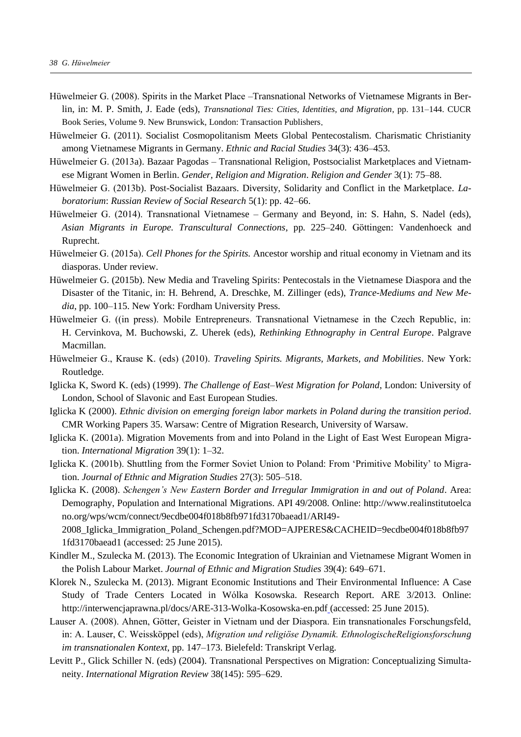Hüwelmeier G. (2008). Spirits in the Market Place –Transnational Networks of Vietnamese Migrants in Berlin, in: M. P. Smith, J. Eade (eds), *Transnational Ties: Cities, Identities, and Migration*, pp. 131–144. CUCR Book Series, Volume 9. New Brunswick, London: Transaction Publishers.

Hüwelmeier G. (2011). Socialist Cosmopolitanism Meets Global Pentecostalism. Charismatic Christianity among Vietnamese Migrants in Germany. *Ethnic and Racial Studies* 34(3): 436–453.

Hüwelmeier G. (2013a). Bazaar Pagodas – Transnational Religion, Postsocialist Marketplaces and Vietnamese Migrant Women in Berlin. *Gender, Religion and Migration*. *Religion and Gender* 3(1): 75–88.

Hüwelmeier G. (2013b). Post-Socialist Bazaars. Diversity, Solidarity and Conflict in the Marketplace. *Laboratorium*: *Russian Review of Social Research* 5(1): pp. 42–66.

Hüwelmeier G. (2014). Transnational Vietnamese – Germany and Beyond, in: S. Hahn, S. Nadel (eds), *Asian Migrants in Europe. Transcultural Connections*, pp. 225–240. Göttingen: Vandenhoeck and Ruprecht.

Hüwelmeier G. (2015a). *Cell Phones for the Spirits.* Ancestor worship and ritual economy in Vietnam and its diasporas. Under review.

Hüwelmeier G. (2015b). New Media and Traveling Spirits: Pentecostals in the Vietnamese Diaspora and the Disaster of the Titanic, in: H. Behrend, A. Dreschke, M. Zillinger (eds), *Trance-Mediums and New Media*, pp. 100–115. New York: Fordham University Press.

Hüwelmeier G. ((in press). Mobile Entrepreneurs. Transnational Vietnamese in the Czech Republic, in: H. Cervinkova, M. Buchowski, Z. Uherek (eds), *Rethinking Ethnography in Central Europe*. Palgrave Macmillan.

Hüwelmeier G., Krause K. (eds) (2010). *Traveling Spirits. Migrants, Markets, and Mobilities*. New York: Routledge.

Iglicka K, Sword K. (eds) (1999). *The Challenge of East–West Migration for Poland*, London: University of London, School of Slavonic and East European Studies.

Iglicka K (2000). *Ethnic division on emerging foreign labor markets in Poland during the transition period*. CMR Working Papers 35. Warsaw: Centre of Migration Research, University of Warsaw.

Iglicka K. (2001a). Migration Movements from and into Poland in the Light of East West European Migration. *International Migration* 39(1): 1–32.

Iglicka K. (2001b). Shuttling from the Former Soviet Union to Poland: From 'Primitive Mobility' to Migration. *Journal of Ethnic and Migration Studies* 27(3): 505–518.

Iglicka K. (2008). *Schengen's New Eastern Border and Irregular Immigration in and out of Poland*. Area: Demography, Population and International Migrations. API 49/2008. Online: http://www.realinstitutoelcano.org/wps/wcm/connect/9ecdbe004f018b8fb971fd3170baead1/ARI49-2008_Iglicka_Immigration_Poland_Schengen.pdf?MOD=AJPERES&CACHEID=9ecdbe004f018b8fb971fd3170baead1 (accessed: 25 June 2015).

Kindler M., Szulecka M. (2013). The Economic Integration of Ukrainian and Vietnamese Migrant Women in the Polish Labour Market. *Journal of Ethnic and Migration Studies* 39(4): 649–671.

Klorek N., Szulecka M. (2013). Migrant Economic Institutions and Their Environmental Influence: A Case Study of Trade Centers Located in Wólka Kosowska. Research Report. ARE 3/2013. Online: http://interwencjaprawna.pl/docs/ARE-313-Wolka-Kosowska-en.pdf (accessed: 25 June 2015).

Lauser A. (2008). Ahnen, Götter, Geister in Vietnam und der Diaspora. Ein transnationales Forschungsfeld, in: A. Lauser, C. Weissköppel (eds), *Migration und religiöse Dynamik. EthnologischeReligionsforschung im transnationalen Kontext*, pp. 147–173. Bielefeld: Transkript Verlag.

Levitt P., Glick Schiller N. (eds) (2004). Transnational Perspectives on Migration: Conceptualizing Simultaneity. *International Migration Review* 38(145): 595–629.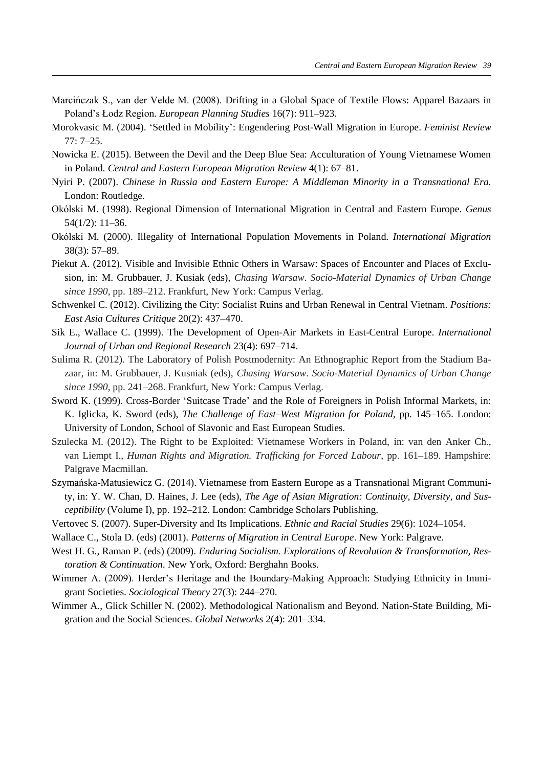Marcińczak S., van der Velde M. (2008). Drifting in a Global Space of Textile Flows: Apparel Bazaars in Poland's Łodz Region. *European Planning Studies* 16(7): 911–923.

Morokvasic M. (2004). 'Settled in Mobility': Engendering Post-Wall Migration in Europe. *Feminist Review* 77: 7–25.

Nowicka E. (2015). Between the Devil and the Deep Blue Sea: Acculturation of Young Vietnamese Women in Poland. *Central and Eastern European Migration Review* 4(1): 67–81.

Nyiri P. (2007). *Chinese in Russia and Eastern Europe: A Middleman Minority in a Transnational Era.* London: Routledge.

Okólski M. (1998). Regional Dimension of International Migration in Central and Eastern Europe. *Genus* 54(1/2): 11–36.

Okólski M. (2000). Illegality of International Population Movements in Poland. *International Migration* 38(3): 57–89.

Piekut A. (2012). Visible and Invisible Ethnic Others in Warsaw: Spaces of Encounter and Places of Exclusion, in: M. Grubbauer, J. Kusiak (eds), *Chasing Warsaw. Socio-Material Dynamics of Urban Change since 1990*, pp. 189–212. Frankfurt, New York: Campus Verlag.

Schwenkel C. (2012). Civilizing the City: Socialist Ruins and Urban Renewal in Central Vietnam. *Positions: East Asia Cultures Critique* 20(2): 437–470.

Sik E., Wallace C. (1999). The Development of Open-Air Markets in East-Central Europe. *International Journal of Urban and Regional Research* 23(4): 697–714.

Sulima R. (2012). The Laboratory of Polish Postmodernity: An Ethnographic Report from the Stadium Bazaar, in: M. Grubbauer, J. Kusniak (eds), *Chasing Warsaw. Socio-Material Dynamics of Urban Change since 1990*, pp. 241–268. Frankfurt, New York: Campus Verlag.

Sword K. (1999). Cross-Border 'Suitcase Trade' and the Role of Foreigners in Polish Informal Markets, in: K. Iglicka, K. Sword (eds), *The Challenge of East–West Migration for Poland*, pp. 145–165. London: University of London, School of Slavonic and East European Studies.

Szulecka M. (2012). The Right to be Exploited: Vietnamese Workers in Poland, in: van den Anker Ch., van Liempt I., *Human Rights and Migration. Trafficking for Forced Labour*, pp. 161–189. Hampshire: Palgrave Macmillan.

Szymańska-Matusiewicz G. (2014). Vietnamese from Eastern Europe as a Transnational Migrant Community, in: Y. W. Chan, D. Haines, J. Lee (eds), *The Age of Asian Migration: Continuity, Diversity, and Susceptibility* (Volume I), pp. 192–212. London: Cambridge Scholars Publishing.

Vertovec S. (2007). Super-Diversity and Its Implications. *Ethnic and Racial Studies* 29(6): 1024–1054.

Wallace C., Stola D. (eds) (2001). *Patterns of Migration in Central Europe*. New York: Palgrave.

West H. G., Raman P. (eds) (2009). *Enduring Socialism. Explorations of Revolution & Transformation, Restoration & Continuation*. New York, Oxford: Berghahn Books.

Wimmer A. (2009). Herder's Heritage and the Boundary-Making Approach: Studying Ethnicity in Immigrant Societies. *Sociological Theory* 27(3): 244–270.

Wimmer A., Glick Schiller N. (2002). Methodological Nationalism and Beyond. Nation-State Building, Migration and the Social Sciences. *Global Networks* 2(4): 201–334.